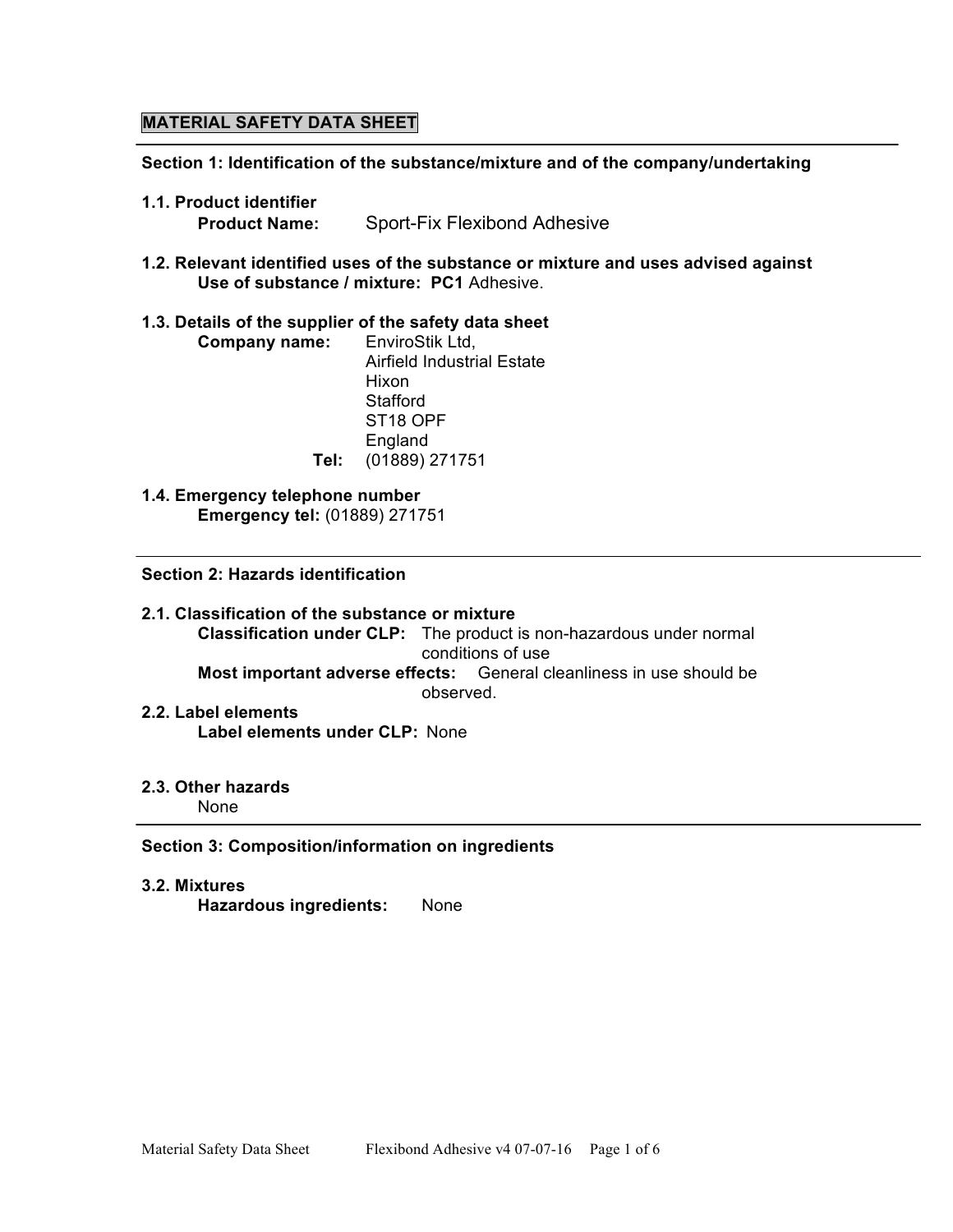# MATERIAL SAFETY DATA SHEET

## Section 1: Identification of the substance/mixture and of the company/undertaking

### 1.1. Product identifier

**Product Name:** Sport-Fix Flexibond Adhesive

### 1.2. Relevant identified uses of the substance or mixture and uses advised against

**Use of substance / mixture: PC1** Adhesive.

### 1.3. Details of the supplier of the safety data sheet

**Company name:** EnviroStik Ltd,
Airfield Industrial Estate
Hixon
Stafford
ST18 OPF
England

**Tel:** (01889) 271751

### 1.4. Emergency telephone number

**Emergency tel:** (01889) 271751

## Section 2: Hazards identification

### 2.1. Classification of the substance or mixture

**Classification under CLP:** The product is non-hazardous under normal conditions of use

**Most important adverse effects:** General cleanliness in use should be observed.

### 2.2. Label elements

**Label elements under CLP:** None

### 2.3. Other hazards

None

## Section 3: Composition/information on ingredients

### 3.2. Mixtures

**Hazardous ingredients:** None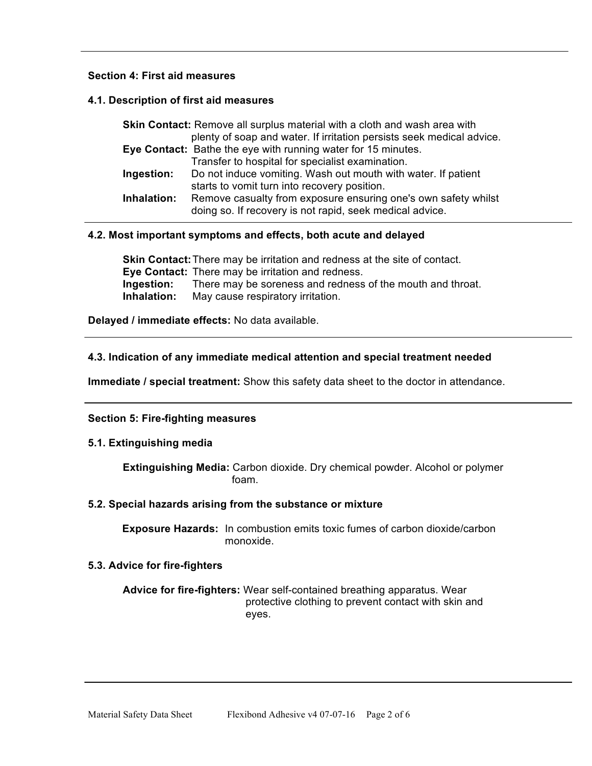## Section 4: First aid measures

### 4.1. Description of first aid measures

**Skin Contact:** Remove all surplus material with a cloth and wash area with plenty of soap and water. If irritation persists seek medical advice.

**Eye Contact:** Bathe the eye with running water for 15 minutes. Transfer to hospital for specialist examination.

**Ingestion:** Do not induce vomiting. Wash out mouth with water. If patient starts to vomit turn into recovery position.

**Inhalation:** Remove casualty from exposure ensuring one's own safety whilst doing so. If recovery is not rapid, seek medical advice.

### 4.2. Most important symptoms and effects, both acute and delayed

**Skin Contact:** There may be irritation and redness at the site of contact.

**Eye Contact:** There may be irritation and redness.

**Ingestion:** There may be soreness and redness of the mouth and throat.

**Inhalation:** May cause respiratory irritation.

**Delayed / immediate effects:** No data available.

### 4.3. Indication of any immediate medical attention and special treatment needed

**Immediate / special treatment:** Show this safety data sheet to the doctor in attendance.

## Section 5: Fire-fighting measures

### 5.1. Extinguishing media

**Extinguishing Media:** Carbon dioxide. Dry chemical powder. Alcohol or polymer foam.

### 5.2. Special hazards arising from the substance or mixture

**Exposure Hazards:** In combustion emits toxic fumes of carbon dioxide/carbon monoxide.

### 5.3. Advice for fire-fighters

**Advice for fire-fighters:** Wear self-contained breathing apparatus. Wear protective clothing to prevent contact with skin and eyes.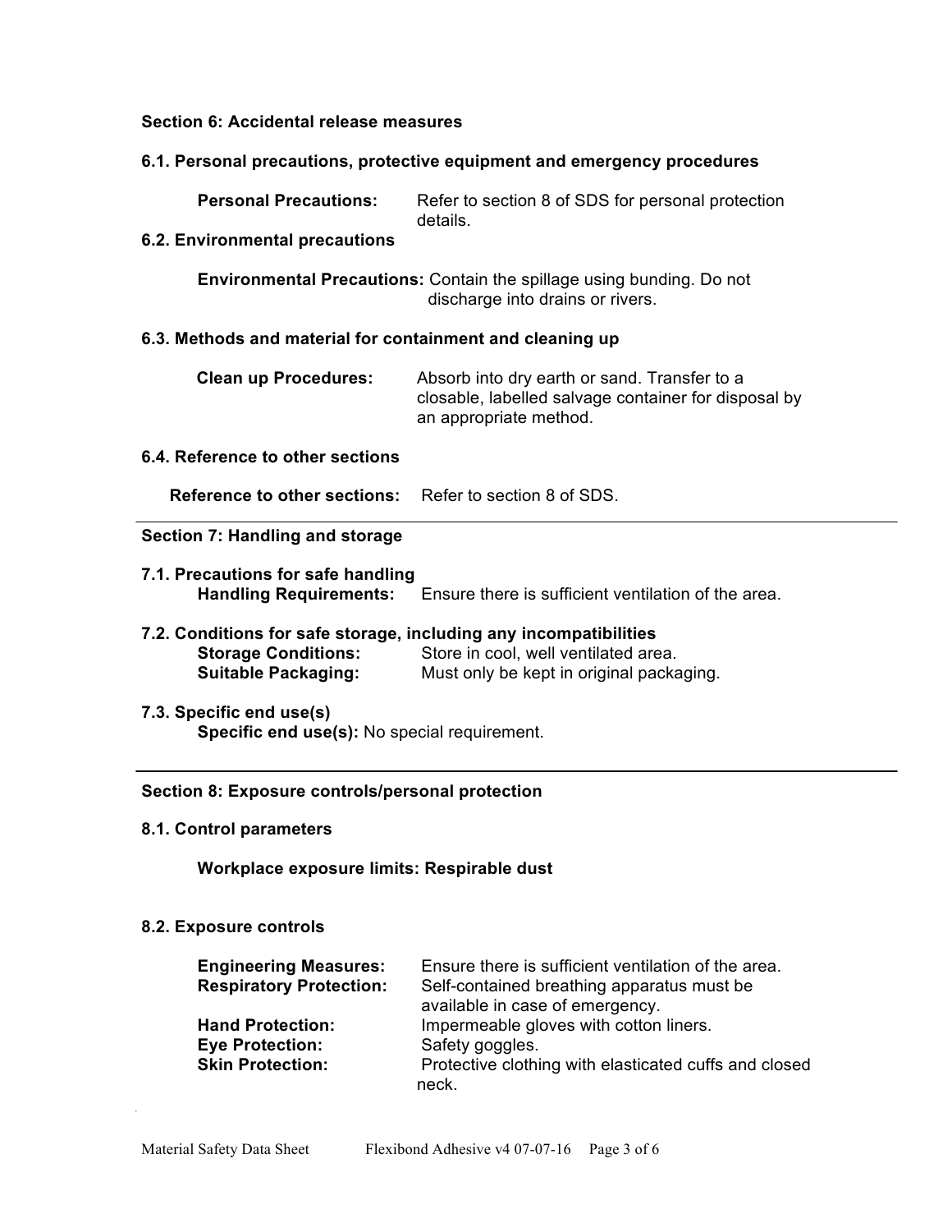## Section 6: Accidental release measures

### 6.1. Personal precautions, protective equipment and emergency procedures

**Personal Precautions:** Refer to section 8 of SDS for personal protection details.

### 6.2. Environmental precautions

**Environmental Precautions:** Contain the spillage using bunding. Do not discharge into drains or rivers.

### 6.3. Methods and material for containment and cleaning up

**Clean up Procedures:** Absorb into dry earth or sand. Transfer to a closable, labelled salvage container for disposal by an appropriate method.

### 6.4. Reference to other sections

**Reference to other sections:** Refer to section 8 of SDS.

---

## Section 7: Handling and storage

### 7.1. Precautions for safe handling

**Handling Requirements:** Ensure there is sufficient ventilation of the area.

### 7.2. Conditions for safe storage, including any incompatibilities

**Storage Conditions:** Store in cool, well ventilated area.
**Suitable Packaging:** Must only be kept in original packaging.

### 7.3. Specific end use(s)

**Specific end use(s):** No special requirement.

---

## Section 8: Exposure controls/personal protection

### 8.1. Control parameters

**Workplace exposure limits: Respirable dust**

### 8.2. Exposure controls

**Engineering Measures:** Ensure there is sufficient ventilation of the area.
**Respiratory Protection:** Self-contained breathing apparatus must be available in case of emergency.
**Hand Protection:** Impermeable gloves with cotton liners.
**Eye Protection:** Safety goggles.
**Skin Protection:** Protective clothing with elasticated cuffs and closed neck.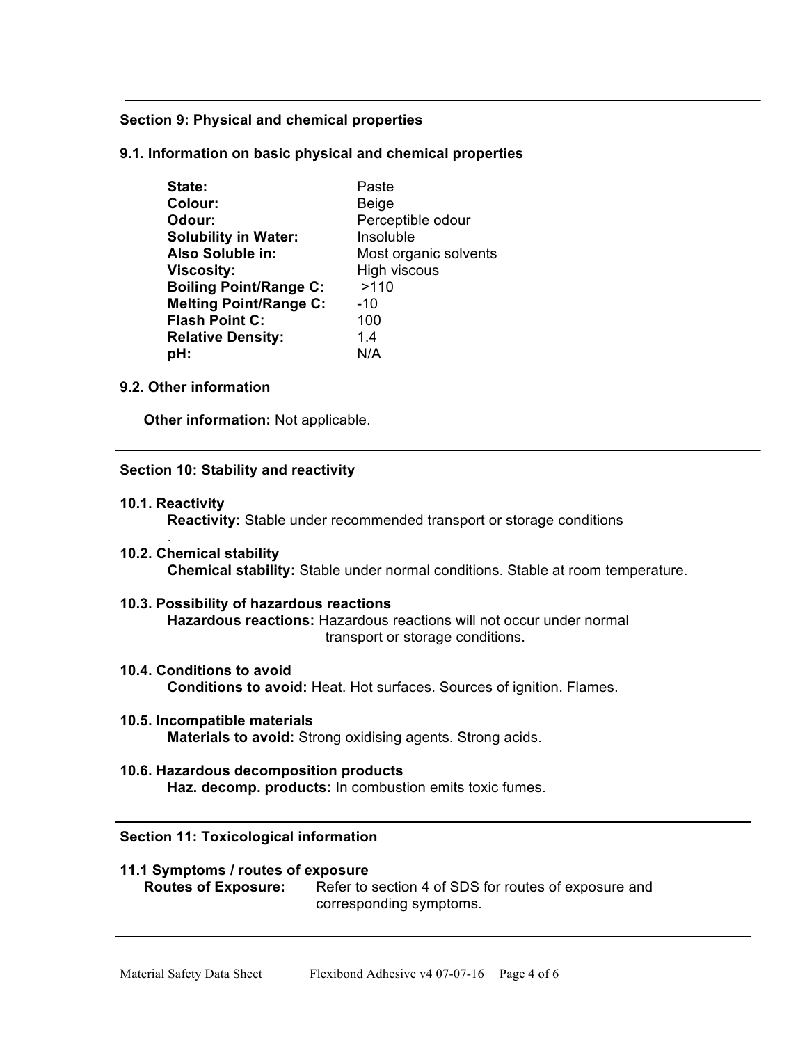## Section 9: Physical and chemical properties

### 9.1. Information on basic physical and chemical properties

| | |
|---|---|
| **State:** | Paste |
| **Colour:** | Beige |
| **Odour:** | Perceptible odour |
| **Solubility in Water:** | Insoluble |
| **Also Soluble in:** | Most organic solvents |
| **Viscosity:** | High viscous |
| **Boiling Point/Range C:** | >110 |
| **Melting Point/Range C:** | -10 |
| **Flash Point C:** | 100 |
| **Relative Density:** | 1.4 |
| **pH:** | N/A |

### 9.2. Other information

**Other information:** Not applicable.

## Section 10: Stability and reactivity

### 10.1. Reactivity

**Reactivity:** Stable under recommended transport or storage conditions

.

### 10.2. Chemical stability

**Chemical stability:** Stable under normal conditions. Stable at room temperature.

### 10.3. Possibility of hazardous reactions

**Hazardous reactions:** Hazardous reactions will not occur under normal transport or storage conditions.

### 10.4. Conditions to avoid

**Conditions to avoid:** Heat. Hot surfaces. Sources of ignition. Flames.

### 10.5. Incompatible materials

**Materials to avoid:** Strong oxidising agents. Strong acids.

### 10.6. Hazardous decomposition products

**Haz. decomp. products:** In combustion emits toxic fumes.

## Section 11: Toxicological information

### 11.1 Symptoms / routes of exposure

**Routes of Exposure:** Refer to section 4 of SDS for routes of exposure and corresponding symptoms.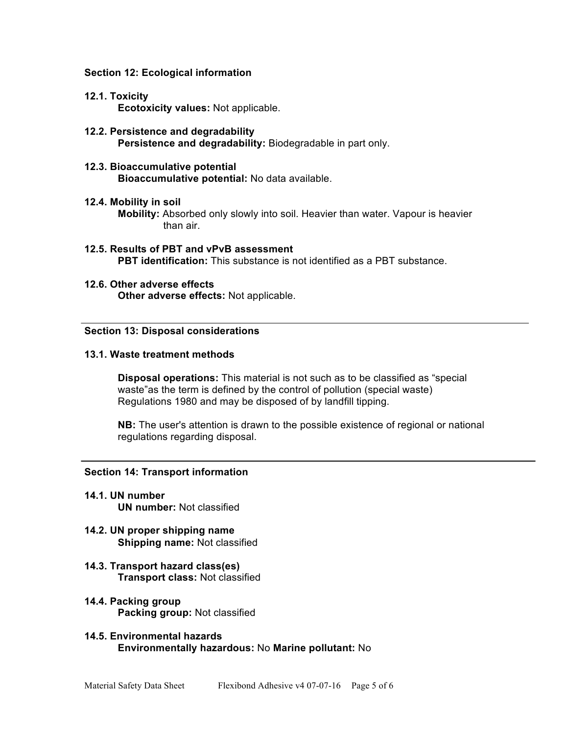## Section 12: Ecological information

### 12.1. Toxicity

**Ecotoxicity values:** Not applicable.

### 12.2. Persistence and degradability

**Persistence and degradability:** Biodegradable in part only.

### 12.3. Bioaccumulative potential

**Bioaccumulative potential:** No data available.

### 12.4. Mobility in soil

**Mobility:** Absorbed only slowly into soil. Heavier than water. Vapour is heavier than air.

### 12.5. Results of PBT and vPvB assessment

**PBT identification:** This substance is not identified as a PBT substance.

### 12.6. Other adverse effects

**Other adverse effects:** Not applicable.

---

## Section 13: Disposal considerations

### 13.1. Waste treatment methods

**Disposal operations:** This material is not such as to be classified as “special waste”as the term is defined by the control of pollution (special waste) Regulations 1980 and may be disposed of by landfill tipping.

**NB:** The user's attention is drawn to the possible existence of regional or national regulations regarding disposal.

---

## Section 14: Transport information

### 14.1. UN number

**UN number:** Not classified

### 14.2. UN proper shipping name

**Shipping name:** Not classified

### 14.3. Transport hazard class(es)

**Transport class:** Not classified

### 14.4. Packing group

**Packing group:** Not classified

### 14.5. Environmental hazards

**Environmentally hazardous:** No **Marine pollutant:** No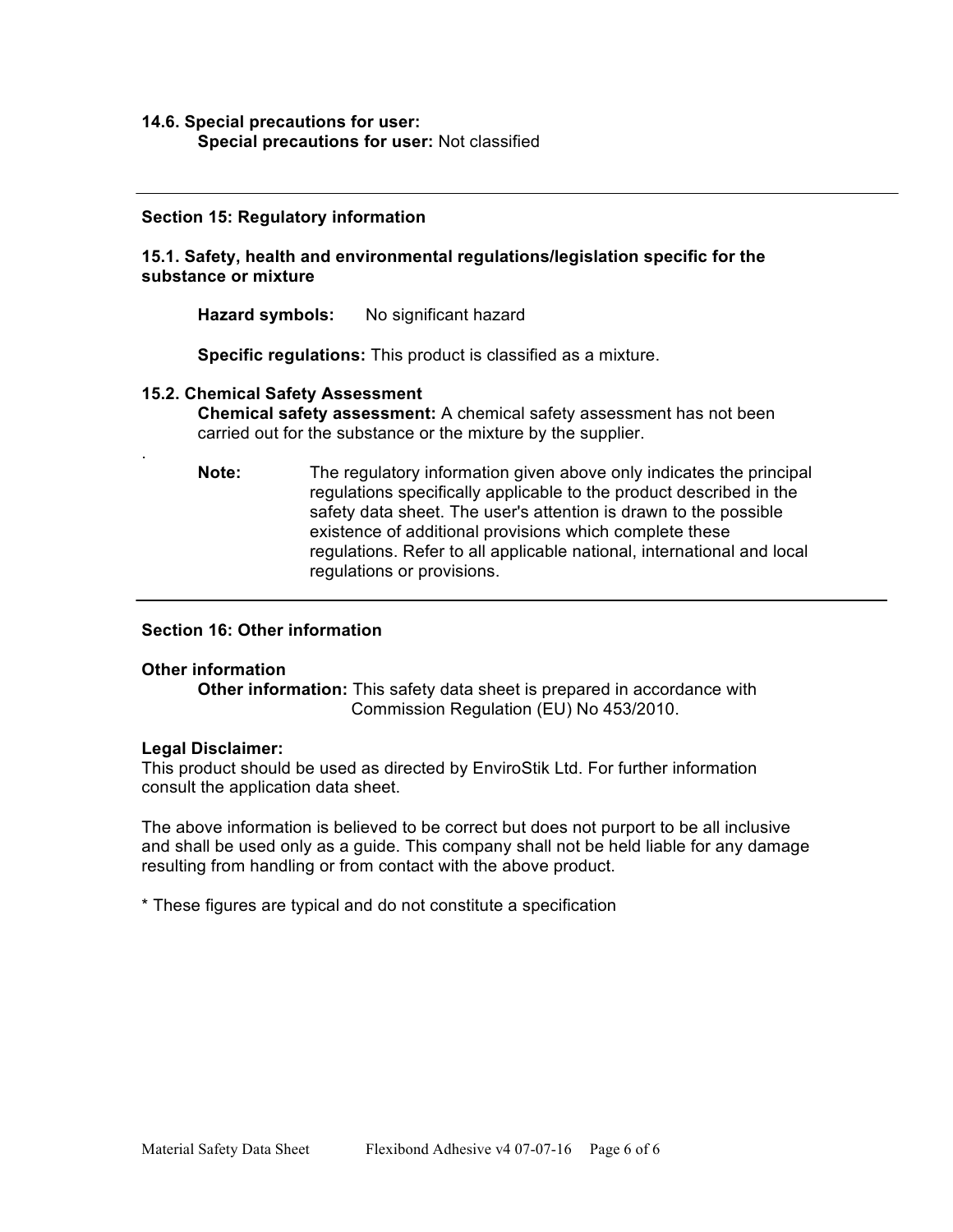**14.6. Special precautions for user:**

**Special precautions for user:** Not classified

---

## Section 15: Regulatory information

### 15.1. Safety, health and environmental regulations/legislation specific for the substance or mixture

**Hazard symbols:** No significant hazard

**Specific regulations:** This product is classified as a mixture.

### 15.2. Chemical Safety Assessment

**Chemical safety assessment:** A chemical safety assessment has not been carried out for the substance or the mixture by the supplier.

.

**Note:** The regulatory information given above only indicates the principal regulations specifically applicable to the product described in the safety data sheet. The user's attention is drawn to the possible existence of additional provisions which complete these regulations. Refer to all applicable national, international and local regulations or provisions.

---

## Section 16: Other information

### Other information

**Other information:** This safety data sheet is prepared in accordance with Commission Regulation (EU) No 453/2010.

### Legal Disclaimer:

This product should be used as directed by EnviroStik Ltd. For further information consult the application data sheet.

The above information is believed to be correct but does not purport to be all inclusive and shall be used only as a guide. This company shall not be held liable for any damage resulting from handling or from contact with the above product.

* These figures are typical and do not constitute a specification